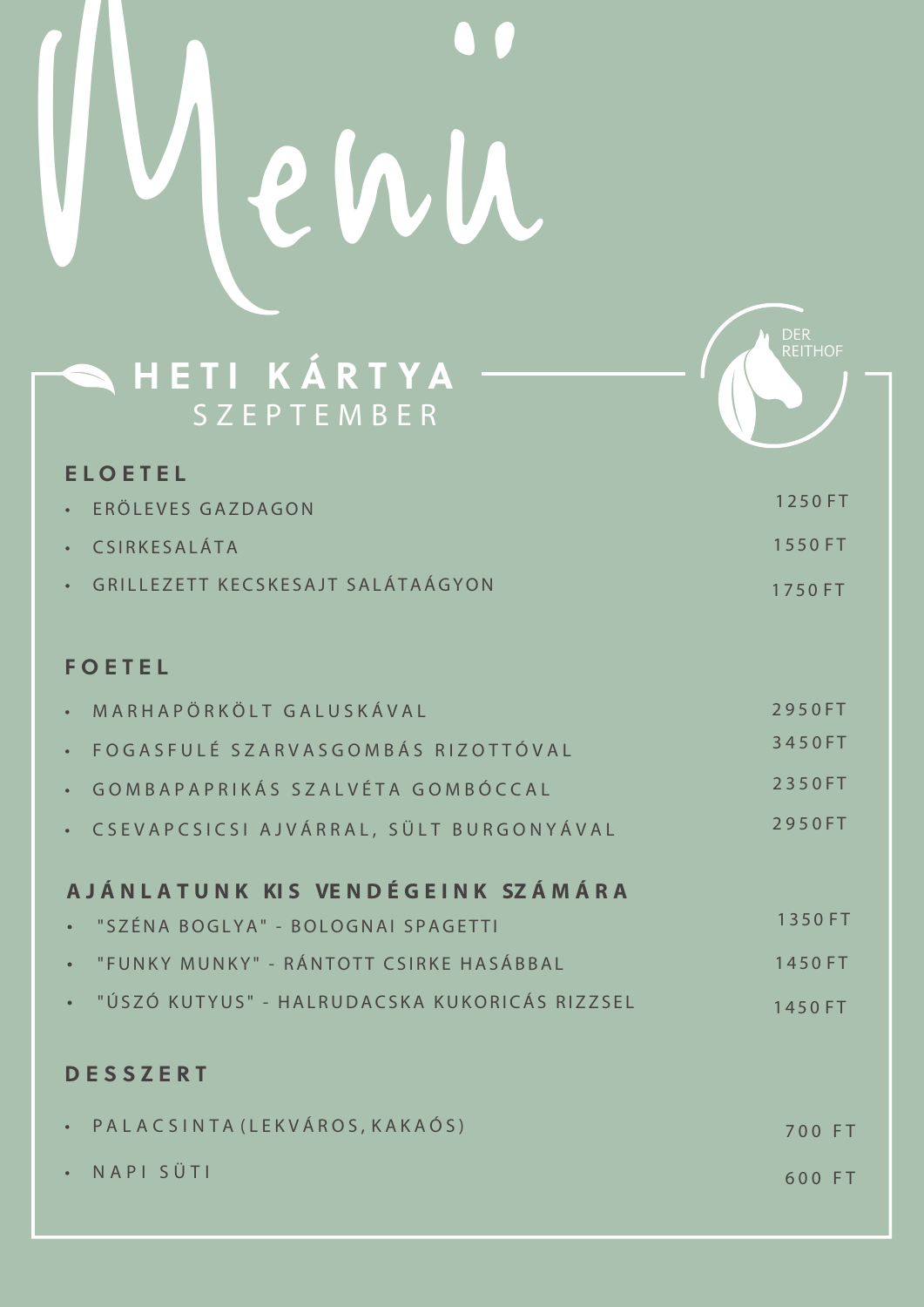# Menü

## HETI KÁRTYA
### SZEPTEMBER

DER REITHOF

### ELOETEL

- ERÖLEVES GAZDAGON — 1250 FT
- CSIRKESALÁTA — 1550 FT
- GRILLEZETT KECSKESAJT SALÁTAÁGYON — 1750 FT

### FOETEL

- MARHAPÖRKÖLT GALUSKÁVAL — 2950FT
- FOGASFULÉ SZARVASGOMBÁS RIZOTTÓVAL — 3450FT
- GOMBAPAPRIKÁS SZALVÉTA GOMBÓCCAL — 2350FT
- CSEVAPCSICSI AJVÁRRAL, SÜLT BURGONYÁVAL — 2950FT

### AJÁNLATUNK KIS VENDÉGEINK SZÁMÁRA

- "SZÉNA BOGLYA" - BOLOGNAI SPAGETTI — 1350 FT
- "FUNKY MUNKY" - RÁNTOTT CSIRKE HASÁBBAL — 1450 FT
- "ÚSZÓ KUTYUS" - HALRUDACSKA KUKORICÁS RIZZSEL — 1450 FT

### DESSZERT

- PALACSINTA (LEKVÁROS, KAKAÓS) — 700 FT
- NAPI SÜTI — 600 FT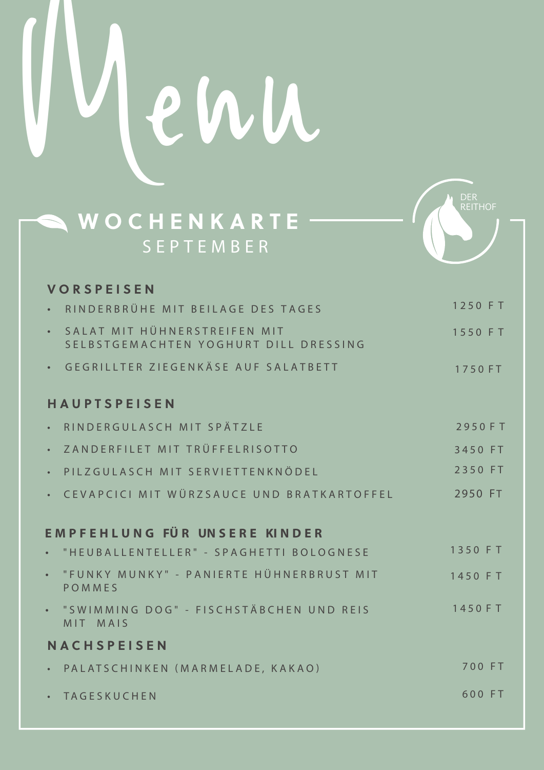# Menu

DER REITHOF

## WOCHENKARTE
SEPTEMBER

### VORSPEISEN

- RINDERBRÜHE MIT BEILAGE DES TAGES — 1250 FT
- SALAT MIT HÜHNERSTREIFEN MIT SELBSTGEMACHTEN YOGHURT DILL DRESSING — 1550 FT
- GEGRILLTER ZIEGENKÄSE AUF SALATBETT — 1750 FT

### HAUPTSPEISEN

- RINDERGULASCH MIT SPÄTZLE — 2950 FT
- ZANDERFILET MIT TRÜFFELRISOTTO — 3450 FT
- PILZGULASCH MIT SERVIETTENKNÖDEL — 2350 FT
- CEVAPCICI MIT WÜRZSAUCE UND BRATKARTOFFEL — 2950 FT

### EMPFEHLUNG FÜR UNSERE KINDER

- "HEUBALLENTELLER" - SPAGHETTI BOLOGNESE — 1350 FT
- "FUNKY MUNKY" - PANIERTE HÜHNERBRUST MIT POMMES — 1450 FT
- "SWIMMING DOG" - FISCHSTÄBCHEN UND REIS MIT MAIS — 1450 FT

### NACHSPEISEN

- PALATSCHINKEN (MARMELADE, KAKAO) — 700 FT
- TAGESKUCHEN — 600 FT